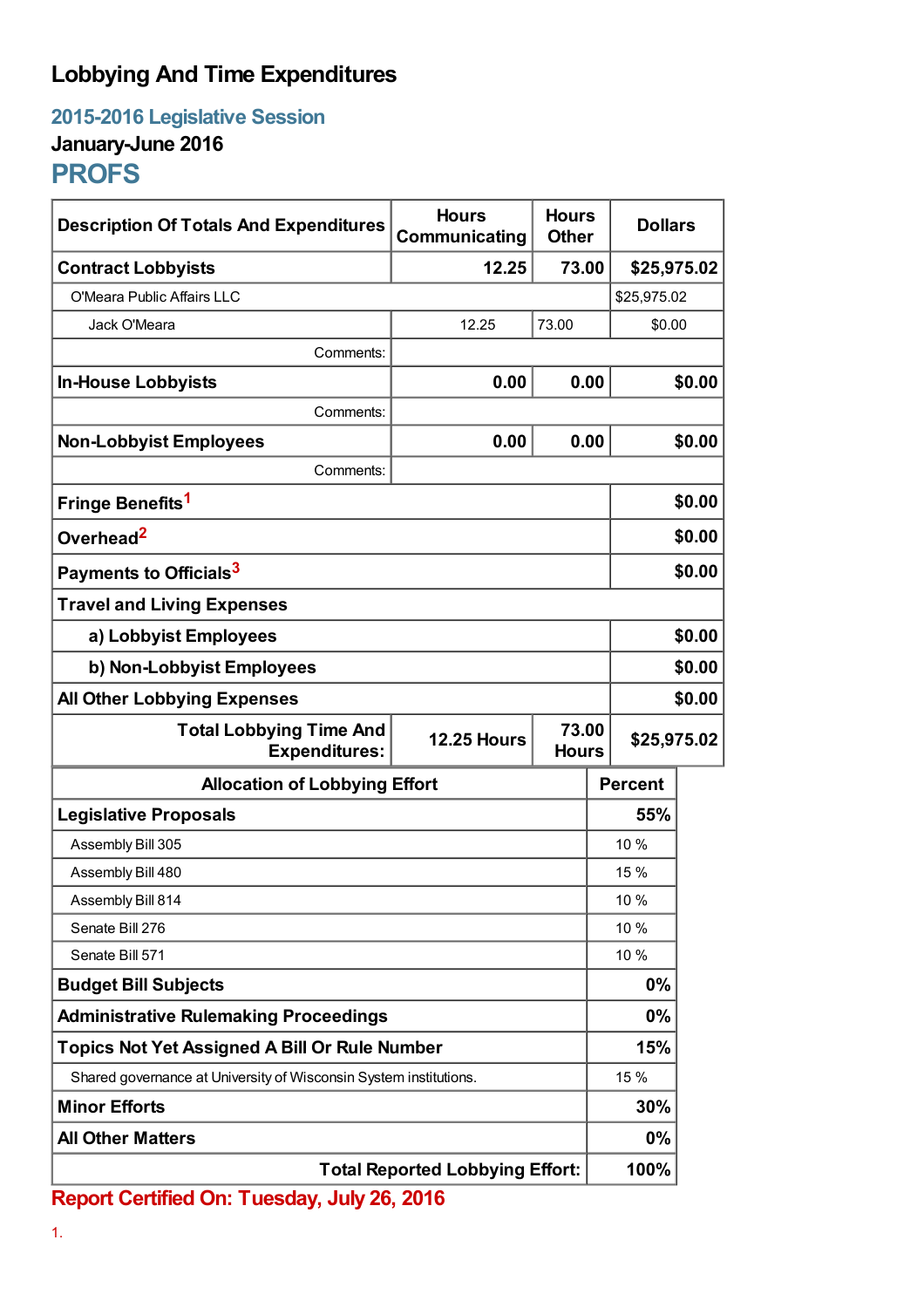# Lobbying And Time Expenditures

## 2015-2016 Legislative Session

### January-June 2016

## PROFS

| Description Of Totals And Expenditures | Hours Communicating | Hours Other | Dollars |
|---|---|---|---|
| **Contract Lobbyists** | **12.25** | **73.00** | **$25,975.02** |
| O'Meara Public Affairs LLC | | | $25,975.02 |
| Jack O'Meara | 12.25 | 73.00 | $0.00 |
| Comments: | | | |
| **In-House Lobbyists** | **0.00** | **0.00** | **$0.00** |
| Comments: | | | |
| **Non-Lobbyist Employees** | **0.00** | **0.00** | **$0.00** |
| Comments: | | | |
| **Fringe Benefits**[1] | | | **$0.00** |
| **Overhead**[2] | | | **$0.00** |
| **Payments to Officials**[3] | | | **$0.00** |
| **Travel and Living Expenses** | | | |
| **a) Lobbyist Employees** | | | **$0.00** |
| **b) Non-Lobbyist Employees** | | | **$0.00** |
| **All Other Lobbying Expenses** | | | **$0.00** |
| **Total Lobbying Time And Expenditures:** | **12.25 Hours** | **73.00 Hours** | **$25,975.02** |

| Allocation of Lobbying Effort | Percent |
|---|---|
| **Legislative Proposals** | **55%** |
| Assembly Bill 305 | 10 % |
| Assembly Bill 480 | 15 % |
| Assembly Bill 814 | 10 % |
| Senate Bill 276 | 10 % |
| Senate Bill 571 | 10 % |
| **Budget Bill Subjects** | **0%** |
| **Administrative Rulemaking Proceedings** | **0%** |
| **Topics Not Yet Assigned A Bill Or Rule Number** | **15%** |
| Shared governance at University of Wisconsin System institutions. | 15 % |
| **Minor Efforts** | **30%** |
| **All Other Matters** | **0%** |
| **Total Reported Lobbying Effort:** | **100%** |

**Report Certified On: Tuesday, July 26, 2016**

1.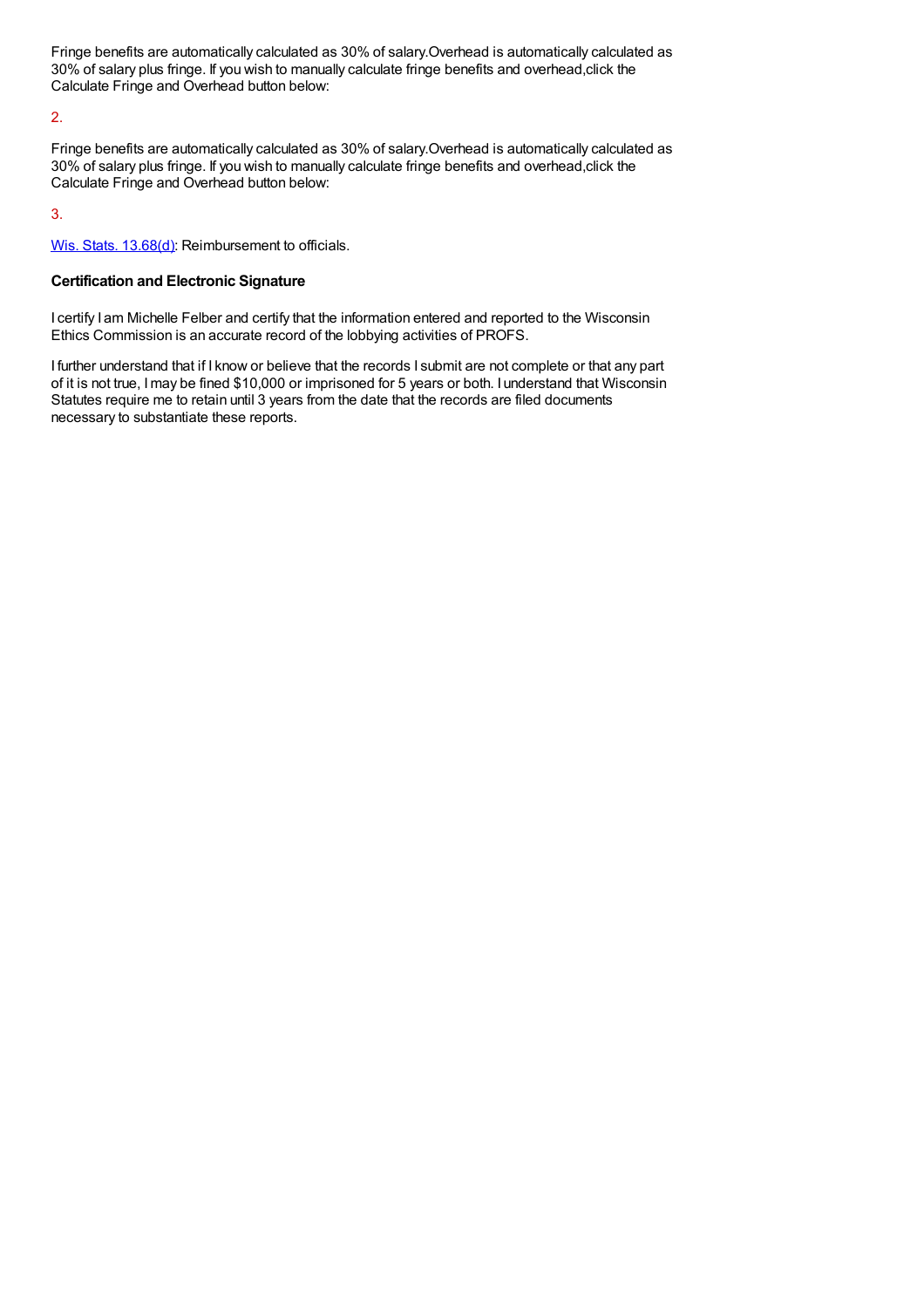Fringe benefits are automatically calculated as 30% of salary.Overhead is automatically calculated as 30% of salary plus fringe. If you wish to manually calculate fringe benefits and overhead,click the Calculate Fringe and Overhead button below:

2.

Fringe benefits are automatically calculated as 30% of salary.Overhead is automatically calculated as 30% of salary plus fringe. If you wish to manually calculate fringe benefits and overhead,click the Calculate Fringe and Overhead button below:

3.

Wis. Stats. 13.68(d): Reimbursement to officials.

**Certification and Electronic Signature**

I certify I am Michelle Felber and certify that the information entered and reported to the Wisconsin Ethics Commission is an accurate record of the lobbying activities of PROFS.

I further understand that if I know or believe that the records I submit are not complete or that any part of it is not true, I may be fined $10,000 or imprisoned for 5 years or both. I understand that Wisconsin Statutes require me to retain until 3 years from the date that the records are filed documents necessary to substantiate these reports.